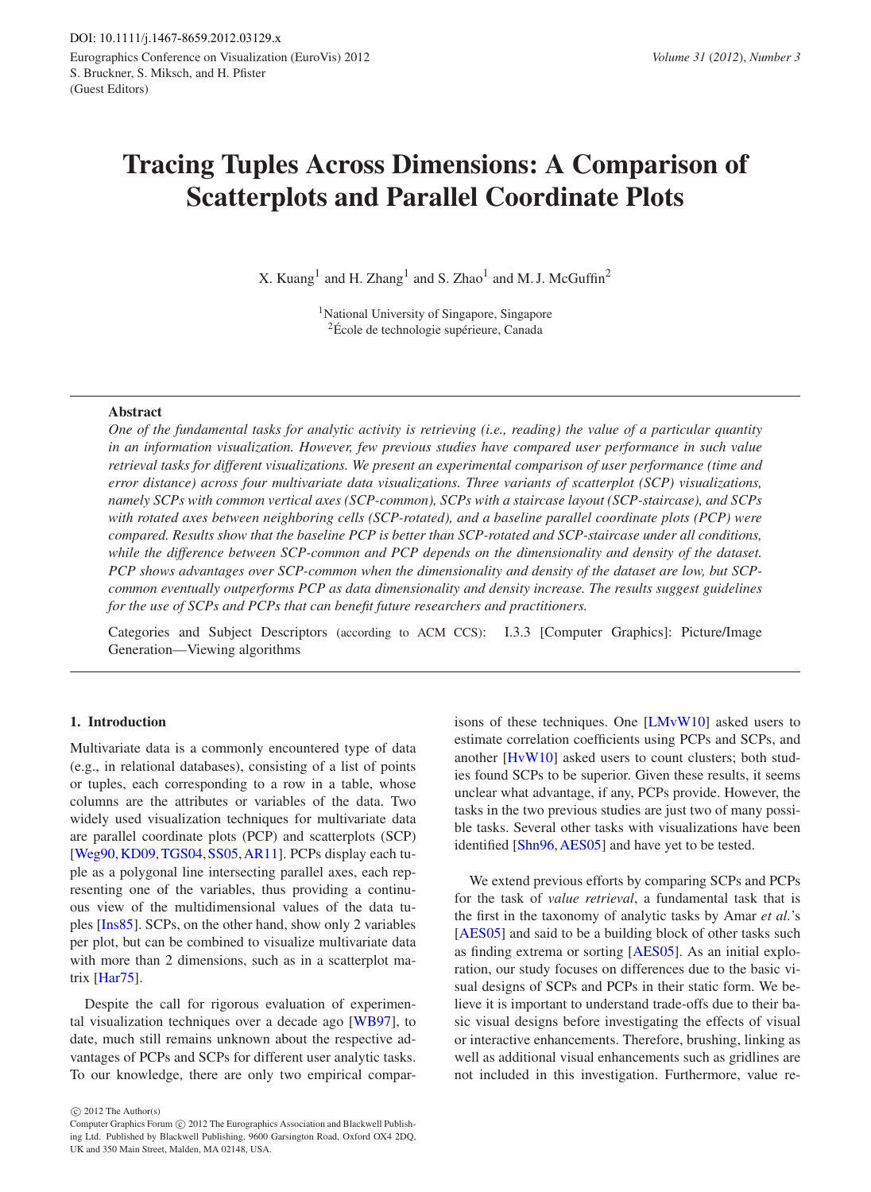DOI: 10.1111/j.1467-8659.2012.03129.x

Eurographics Conference on Visualization (EuroVis) 2012
S. Bruckner, S. Miksch, and H. Pfister
(Guest Editors)

*Volume 31 (2012), Number 3*

# Tracing Tuples Across Dimensions: A Comparison of Scatterplots and Parallel Coordinate Plots

X. Kuang[1] and H. Zhang[1] and S. Zhao[1] and M. J. McGuffin[2]

[1]National University of Singapore, Singapore
[2]École de technologie supérieure, Canada

---

**Abstract**

*One of the fundamental tasks for analytic activity is retrieving (i.e., reading) the value of a particular quantity in an information visualization. However, few previous studies have compared user performance in such value retrieval tasks for different visualizations. We present an experimental comparison of user performance (time and error distance) across four multivariate data visualizations. Three variants of scatterplot (SCP) visualizations, namely SCPs with common vertical axes (SCP-common), SCPs with a staircase layout (SCP-staircase), and SCPs with rotated axes between neighboring cells (SCP-rotated), and a baseline parallel coordinate plots (PCP) were compared. Results show that the baseline PCP is better than SCP-rotated and SCP-staircase under all conditions, while the difference between SCP-common and PCP depends on the dimensionality and density of the dataset. PCP shows advantages over SCP-common when the dimensionality and density of the dataset are low, but SCP-common eventually outperforms PCP as data dimensionality and density increase. The results suggest guidelines for the use of SCPs and PCPs that can benefit future researchers and practitioners.*

Categories and Subject Descriptors (according to ACM CCS): I.3.3 [Computer Graphics]: Picture/Image Generation—Viewing algorithms

---

## 1. Introduction

Multivariate data is a commonly encountered type of data (e.g., in relational databases), consisting of a list of points or tuples, each corresponding to a row in a table, whose columns are the attributes or variables of the data. Two widely used visualization techniques for multivariate data are parallel coordinate plots (PCP) and scatterplots (SCP) [Weg90, KD09, TGS04, SS05, AR11]. PCPs display each tuple as a polygonal line intersecting parallel axes, each representing one of the variables, thus providing a continuous view of the multidimensional values of the data tuples [Ins85]. SCPs, on the other hand, show only 2 variables per plot, but can be combined to visualize multivariate data with more than 2 dimensions, such as in a scatterplot matrix [Har75].

Despite the call for rigorous evaluation of experimental visualization techniques over a decade ago [WB97], to date, much still remains unknown about the respective advantages of PCPs and SCPs for different user analytic tasks. To our knowledge, there are only two empirical comparisons of these techniques. One [LMvW10] asked users to estimate correlation coefficients using PCPs and SCPs, and another [HvW10] asked users to count clusters; both studies found SCPs to be superior. Given these results, it seems unclear what advantage, if any, PCPs provide. However, the tasks in the two previous studies are just two of many possible tasks. Several other tasks with visualizations have been identified [Shn96, AES05] and have yet to be tested.

We extend previous efforts by comparing SCPs and PCPs for the task of *value retrieval*, a fundamental task that is the first in the taxonomy of analytic tasks by Amar *et al.*'s [AES05] and said to be a building block of other tasks such as finding extrema or sorting [AES05]. As an initial exploration, our study focuses on differences due to the basic visual designs of SCPs and PCPs in their static form. We believe it is important to understand trade-offs due to their basic visual designs before investigating the effects of visual or interactive enhancements. Therefore, brushing, linking as well as additional visual enhancements such as gridlines are not included in this investigation. Furthermore, value re-

© 2012 The Author(s)
Computer Graphics Forum © 2012 The Eurographics Association and Blackwell Publishing Ltd. Published by Blackwell Publishing, 9600 Garsington Road, Oxford OX4 2DQ, UK and 350 Main Street, Malden, MA 02148, USA.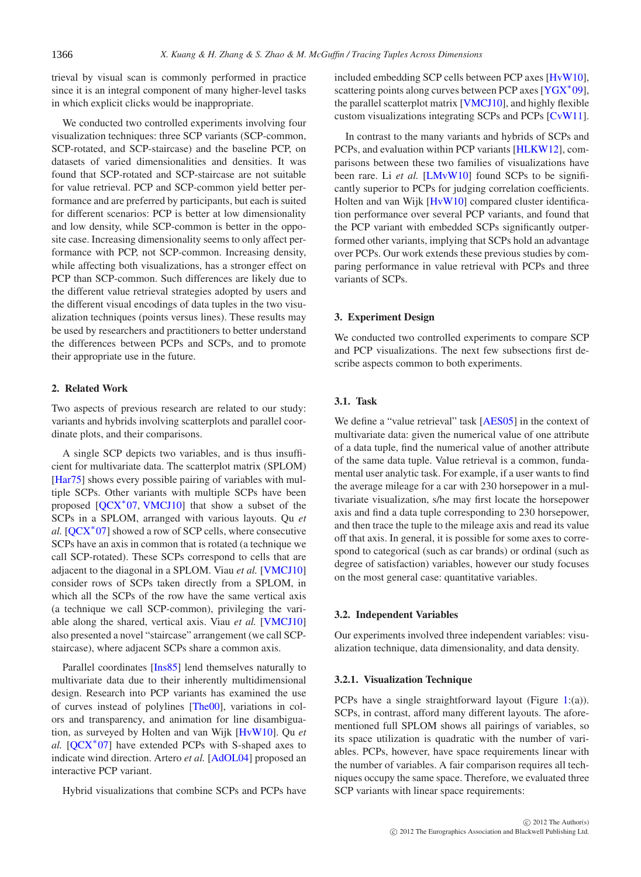trieval by visual scan is commonly performed in practice since it is an integral component of many higher-level tasks in which explicit clicks would be inappropriate.

We conducted two controlled experiments involving four visualization techniques: three SCP variants (SCP-common, SCP-rotated, and SCP-staircase) and the baseline PCP, on datasets of varied dimensionalities and densities. It was found that SCP-rotated and SCP-staircase are not suitable for value retrieval. PCP and SCP-common yield better performance and are preferred by participants, but each is suited for different scenarios: PCP is better at low dimensionality and low density, while SCP-common is better in the opposite case. Increasing dimensionality seems to only affect performance with PCP, not SCP-common. Increasing density, while affecting both visualizations, has a stronger effect on PCP than SCP-common. Such differences are likely due to the different value retrieval strategies adopted by users and the different visual encodings of data tuples in the two visualization techniques (points versus lines). These results may be used by researchers and practitioners to better understand the differences between PCPs and SCPs, and to promote their appropriate use in the future.

## 2. Related Work

Two aspects of previous research are related to our study: variants and hybrids involving scatterplots and parallel coordinate plots, and their comparisons.

A single SCP depicts two variables, and is thus insufficient for multivariate data. The scatterplot matrix (SPLOM) [Har75] shows every possible pairing of variables with multiple SCPs. Other variants with multiple SCPs have been proposed [QCX*07, VMCJ10] that show a subset of the SCPs in a SPLOM, arranged with various layouts. Qu *et al.* [QCX*07] showed a row of SCP cells, where consecutive SCPs have an axis in common that is rotated (a technique we call SCP-rotated). These SCPs correspond to cells that are adjacent to the diagonal in a SPLOM. Viau *et al.* [VMCJ10] consider rows of SCPs taken directly from a SPLOM, in which all the SCPs of the row have the same vertical axis (a technique we call SCP-common), privileging the variable along the shared, vertical axis. Viau *et al.* [VMCJ10] also presented a novel "staircase" arrangement (we call SCP-staircase), where adjacent SCPs share a common axis.

Parallel coordinates [Ins85] lend themselves naturally to multivariate data due to their inherently multidimensional design. Research into PCP variants has examined the use of curves instead of polylines [The00], variations in colors and transparency, and animation for line disambiguation, as surveyed by Holten and van Wijk [HvW10]. Qu *et al.* [QCX*07] have extended PCPs with S-shaped axes to indicate wind direction. Artero *et al.* [AdOL04] proposed an interactive PCP variant.

Hybrid visualizations that combine SCPs and PCPs have included embedding SCP cells between PCP axes [HvW10], scattering points along curves between PCP axes [YGX*09], the parallel scatterplot matrix [VMCJ10], and highly flexible custom visualizations integrating SCPs and PCPs [CvW11].

In contrast to the many variants and hybrids of SCPs and PCPs, and evaluation within PCP variants [HLKW12], comparisons between these two families of visualizations have been rare. Li *et al.* [LMvW10] found SCPs to be significantly superior to PCPs for judging correlation coefficients. Holten and van Wijk [HvW10] compared cluster identification performance over several PCP variants, and found that the PCP variant with embedded SCPs significantly outperformed other variants, implying that SCPs hold an advantage over PCPs. Our work extends these previous studies by comparing performance in value retrieval with PCPs and three variants of SCPs.

## 3. Experiment Design

We conducted two controlled experiments to compare SCP and PCP visualizations. The next few subsections first describe aspects common to both experiments.

### 3.1. Task

We define a "value retrieval" task [AES05] in the context of multivariate data: given the numerical value of one attribute of a data tuple, find the numerical value of another attribute of the same data tuple. Value retrieval is a common, fundamental user analytic task. For example, if a user wants to find the average mileage for a car with 230 horsepower in a multivariate visualization, s/he may first locate the horsepower axis and find a data tuple corresponding to 230 horsepower, and then trace the tuple to the mileage axis and read its value off that axis. In general, it is possible for some axes to correspond to categorical (such as car brands) or ordinal (such as degree of satisfaction) variables, however our study focuses on the most general case: quantitative variables.

### 3.2. Independent Variables

Our experiments involved three independent variables: visualization technique, data dimensionality, and data density.

#### 3.2.1. Visualization Technique

PCPs have a single straightforward layout (Figure 1:(a)). SCPs, in contrast, afford many different layouts. The aforementioned full SPLOM shows all pairings of variables, so its space utilization is quadratic with the number of variables. PCPs, however, have space requirements linear with the number of variables. A fair comparison requires all techniques occupy the same space. Therefore, we evaluated three SCP variants with linear space requirements: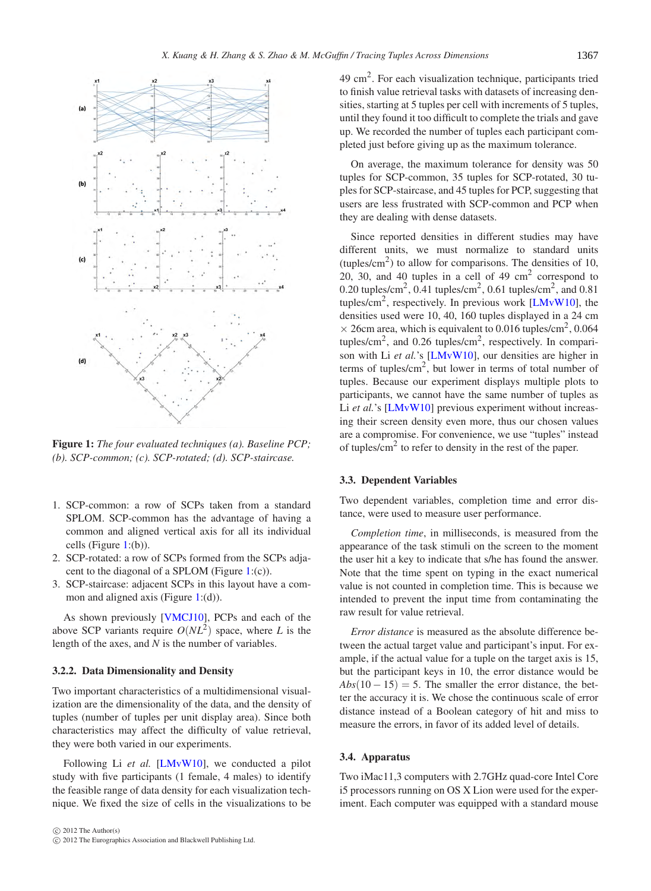**Figure 1:** *The four evaluated techniques (a). Baseline PCP; (b). SCP-common; (c). SCP-rotated; (d). SCP-staircase.*

1. SCP-common: a row of SCPs taken from a standard SPLOM. SCP-common has the advantage of having a common and aligned vertical axis for all its individual cells (Figure 1:(b)).
2. SCP-rotated: a row of SCPs formed from the SCPs adjacent to the diagonal of a SPLOM (Figure 1:(c)).
3. SCP-staircase: adjacent SCPs in this layout have a common and aligned axis (Figure 1:(d)).

As shown previously [VMCJ10], PCPs and each of the above SCP variants require $O(NL^2)$ space, where $L$ is the length of the axes, and $N$ is the number of variables.

#### 3.2.2. Data Dimensionality and Density

Two important characteristics of a multidimensional visualization are the dimensionality of the data, and the density of tuples (number of tuples per unit display area). Since both characteristics may affect the difficulty of value retrieval, they were both varied in our experiments.

Following Li *et al.* [LMvW10], we conducted a pilot study with five participants (1 female, 4 males) to identify the feasible range of data density for each visualization technique. We fixed the size of cells in the visualizations to be 49 cm$^2$. For each visualization technique, participants tried to finish value retrieval tasks with datasets of increasing densities, starting at 5 tuples per cell with increments of 5 tuples, until they found it too difficult to complete the trials and gave up. We recorded the number of tuples each participant completed just before giving up as the maximum tolerance.

On average, the maximum tolerance for density was 50 tuples for SCP-common, 35 tuples for SCP-rotated, 30 tuples for SCP-staircase, and 45 tuples for PCP, suggesting that users are less frustrated with SCP-common and PCP when they are dealing with dense datasets.

Since reported densities in different studies may have different units, we must normalize to standard units (tuples/cm$^2$) to allow for comparisons. The densities of 10, 20, 30, and 40 tuples in a cell of 49 cm$^2$ correspond to 0.20 tuples/cm$^2$, 0.41 tuples/cm$^2$, 0.61 tuples/cm$^2$, and 0.81 tuples/cm$^2$, respectively. In previous work [LMvW10], the densities used were 10, 40, 160 tuples displayed in a 24 cm $\times$ 26cm area, which is equivalent to 0.016 tuples/cm$^2$, 0.064 tuples/cm$^2$, and 0.26 tuples/cm$^2$, respectively. In comparison with Li *et al.*'s [LMvW10], our densities are higher in terms of tuples/cm$^2$, but lower in terms of total number of tuples. Because our experiment displays multiple plots to participants, we cannot have the same number of tuples as Li *et al.*'s [LMvW10] previous experiment without increasing their screen density even more, thus our chosen values are a compromise. For convenience, we use "tuples" instead of tuples/cm$^2$ to refer to density in the rest of the paper.

### 3.3. Dependent Variables

Two dependent variables, completion time and error distance, were used to measure user performance.

*Completion time*, in milliseconds, is measured from the appearance of the task stimuli on the screen to the moment the user hit a key to indicate that s/he has found the answer. Note that the time spent on typing in the exact numerical value is not counted in completion time. This is because we intended to prevent the input time from contaminating the raw result for value retrieval.

*Error distance* is measured as the absolute difference between the actual target value and participant's input. For example, if the actual value for a tuple on the target axis is 15, but the participant keys in 10, the error distance would be $Abs(10-15) = 5$. The smaller the error distance, the better the accuracy it is. We chose the continuous scale of error distance instead of a Boolean category of hit and miss to measure the errors, in favor of its added level of details.

### 3.4. Apparatus

Two iMac11,3 computers with 2.7GHz quad-core Intel Core i5 processors running on OS X Lion were used for the experiment. Each computer was equipped with a standard mouse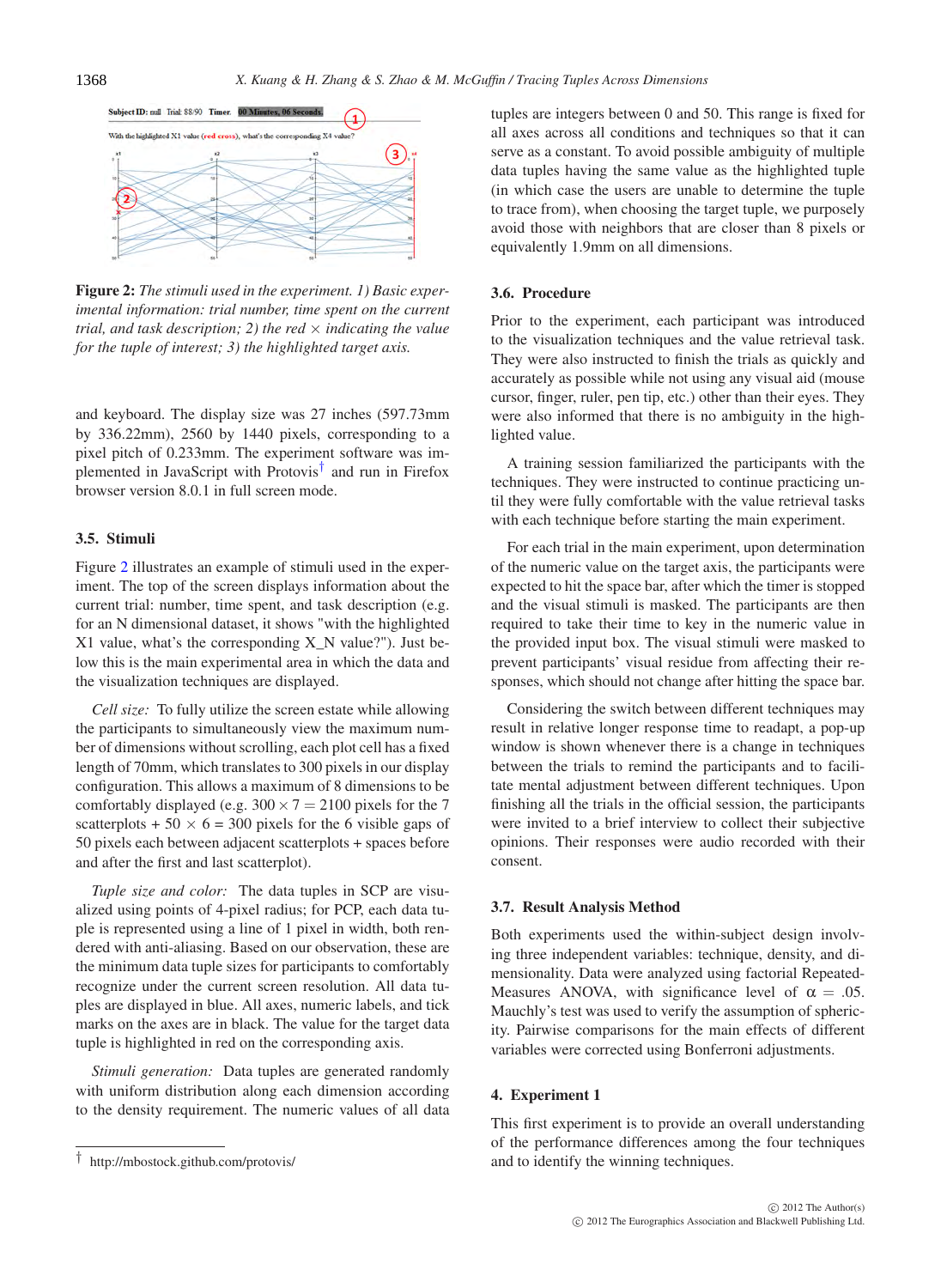Subject ID: null Trial: 88/90 Timer: 00 Minutes, 06 Seconds.

With the highlighted X1 value (red cross), what's the corresponding X4 value?

x1 x2 x3 x4

**Figure 2:** *The stimuli used in the experiment. 1) Basic experimental information: trial number, time spent on the current trial, and task description; 2) the red × indicating the value for the tuple of interest; 3) the highlighted target axis.*

and keyboard. The display size was 27 inches (597.73mm by 336.22mm), 2560 by 1440 pixels, corresponding to a pixel pitch of 0.233mm. The experiment software was implemented in JavaScript with Protovis[†] and run in Firefox browser version 8.0.1 in full screen mode.

### 3.5. Stimuli

Figure 2 illustrates an example of stimuli used in the experiment. The top of the screen displays information about the current trial: number, time spent, and task description (e.g. for an N dimensional dataset, it shows "with the highlighted X1 value, what's the corresponding X_N value?"). Just below this is the main experimental area in which the data and the visualization techniques are displayed.

*Cell size:* To fully utilize the screen estate while allowing the participants to simultaneously view the maximum number of dimensions without scrolling, each plot cell has a fixed length of 70mm, which translates to 300 pixels in our display configuration. This allows a maximum of 8 dimensions to be comfortably displayed (e.g. $300 \times 7 = 2100$ pixels for the 7 scatterplots + $50 \times 6 = 300$ pixels for the 6 visible gaps of 50 pixels each between adjacent scatterplots + spaces before and after the first and last scatterplot).

*Tuple size and color:* The data tuples in SCP are visualized using points of 4-pixel radius; for PCP, each data tuple is represented using a line of 1 pixel in width, both rendered with anti-aliasing. Based on our observation, these are the minimum data tuple sizes for participants to comfortably recognize under the current screen resolution. All data tuples are displayed in blue. All axes, numeric labels, and tick marks on the axes are in black. The value for the target data tuple is highlighted in red on the corresponding axis.

*Stimuli generation:* Data tuples are generated randomly with uniform distribution along each dimension according to the density requirement. The numeric values of all data tuples are integers between 0 and 50. This range is fixed for all axes across all conditions and techniques so that it can serve as a constant. To avoid possible ambiguity of multiple data tuples having the same value as the highlighted tuple (in which case the users are unable to determine the tuple to trace from), when choosing the target tuple, we purposely avoid those with neighbors that are closer than 8 pixels or equivalently 1.9mm on all dimensions.

### 3.6. Procedure

Prior to the experiment, each participant was introduced to the visualization techniques and the value retrieval task. They were also instructed to finish the trials as quickly and accurately as possible while not using any visual aid (mouse cursor, finger, ruler, pen tip, etc.) other than their eyes. They were also informed that there is no ambiguity in the highlighted value.

A training session familiarized the participants with the techniques. They were instructed to continue practicing until they were fully comfortable with the value retrieval tasks with each technique before starting the main experiment.

For each trial in the main experiment, upon determination of the numeric value on the target axis, the participants were expected to hit the space bar, after which the timer is stopped and the visual stimuli is masked. The participants are then required to take their time to key in the numeric value in the provided input box. The visual stimuli were masked to prevent participants' visual residue from affecting their responses, which should not change after hitting the space bar.

Considering the switch between different techniques may result in relative longer response time to readapt, a pop-up window is shown whenever there is a change in techniques between the trials to remind the participants and to facilitate mental adjustment between different techniques. Upon finishing all the trials in the official session, the participants were invited to a brief interview to collect their subjective opinions. Their responses were audio recorded with their consent.

### 3.7. Result Analysis Method

Both experiments used the within-subject design involving three independent variables: technique, density, and dimensionality. Data were analyzed using factorial Repeated-Measures ANOVA, with significance level of $\alpha = .05$. Mauchly's test was used to verify the assumption of sphericity. Pairwise comparisons for the main effects of different variables were corrected using Bonferroni adjustments.

## 4. Experiment 1

This first experiment is to provide an overall understanding of the performance differences among the four techniques and to identify the winning techniques.

[†] http://mbostock.github.com/protovis/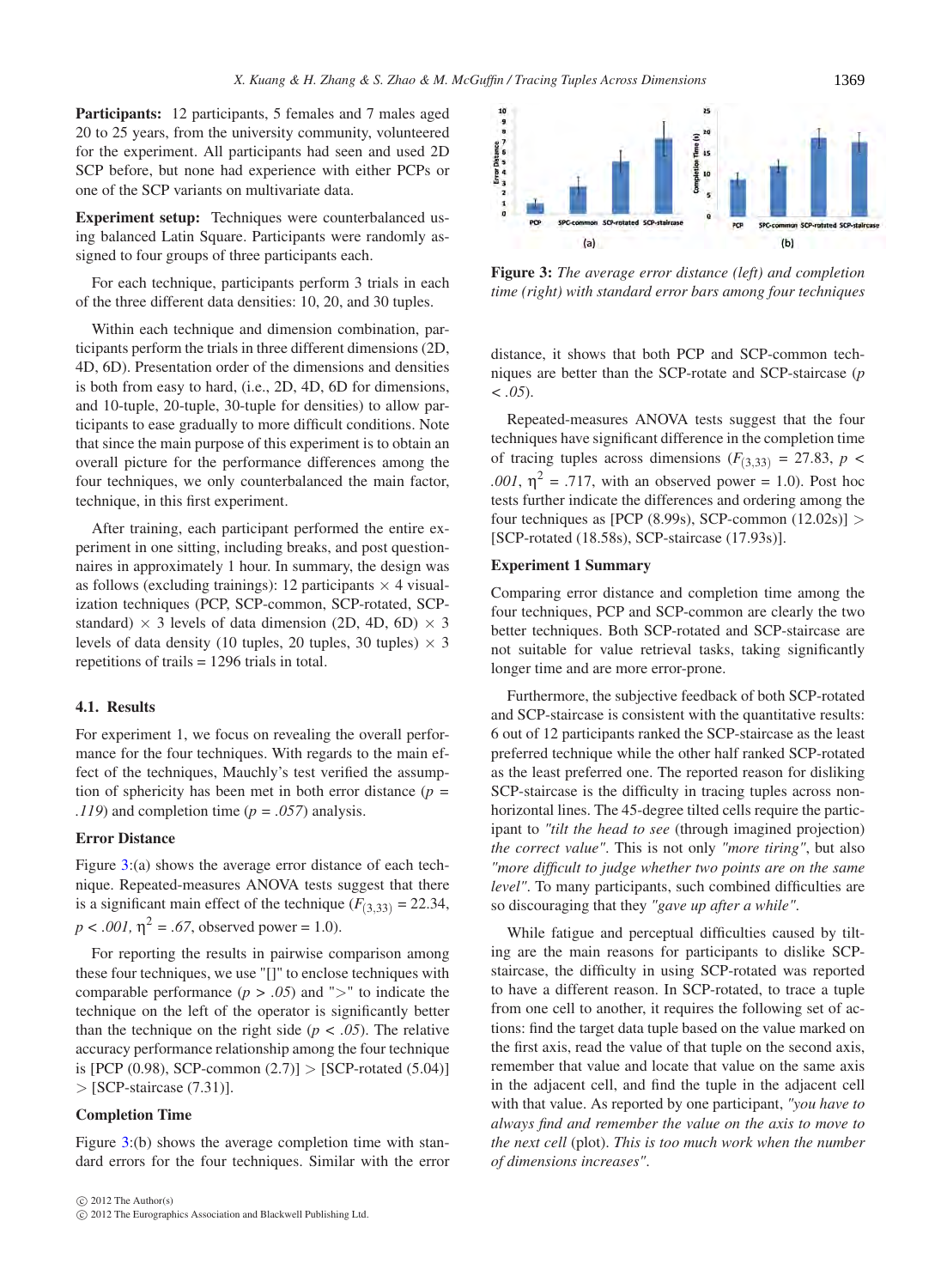**Participants:** 12 participants, 5 females and 7 males aged 20 to 25 years, from the university community, volunteered for the experiment. All participants had seen and used 2D SCP before, but none had experience with either PCPs or one of the SCP variants on multivariate data.

**Experiment setup:** Techniques were counterbalanced using balanced Latin Square. Participants were randomly assigned to four groups of three participants each.

For each technique, participants perform 3 trials in each of the three different data densities: 10, 20, and 30 tuples.

Within each technique and dimension combination, participants perform the trials in three different dimensions (2D, 4D, 6D). Presentation order of the dimensions and densities is both from easy to hard, (i.e., 2D, 4D, 6D for dimensions, and 10-tuple, 20-tuple, 30-tuple for densities) to allow participants to ease gradually to more difficult conditions. Note that since the main purpose of this experiment is to obtain an overall picture for the performance differences among the four techniques, we only counterbalanced the main factor, technique, in this first experiment.

After training, each participant performed the entire experiment in one sitting, including breaks, and post questionnaires in approximately 1 hour. In summary, the design was as follows (excluding trainings): 12 participants × 4 visualization techniques (PCP, SCP-common, SCP-rotated, SCP-standard) × 3 levels of data dimension (2D, 4D, 6D) × 3 levels of data density (10 tuples, 20 tuples, 30 tuples) × 3 repetitions of trails = 1296 trials in total.

### 4.1. Results

For experiment 1, we focus on revealing the overall performance for the four techniques. With regards to the main effect of the techniques, Mauchly's test verified the assumption of sphericity has been met in both error distance ($p = .119$) and completion time ($p = .057$) analysis.

#### Error Distance

Figure 3:(a) shows the average error distance of each technique. Repeated-measures ANOVA tests suggest that there is a significant main effect of the technique ($F_{(3,33)} = 22.34$, $p < .001$, $\eta^2 = .67$, observed power = 1.0).

For reporting the results in pairwise comparison among these four techniques, we use "[]" to enclose techniques with comparable performance ($p > .05$) and ">" to indicate the technique on the left of the operator is significantly better than the technique on the right side ($p < .05$). The relative accuracy performance relationship among the four technique is [PCP (0.98), SCP-common (2.7)] > [SCP-rotated (5.04)] > [SCP-staircase (7.31)].

#### Completion Time

Figure 3:(b) shows the average completion time with standard errors for the four techniques. Similar with the error distance, it shows that both PCP and SCP-common techniques are better than the SCP-rotate and SCP-staircase ($p < .05$).

**Figure 3:** *The average error distance (left) and completion time (right) with standard error bars among four techniques*

Repeated-measures ANOVA tests suggest that the four techniques have significant difference in the completion time of tracing tuples across dimensions ($F_{(3,33)} = 27.83$, $p < .001$, $\eta^2 = .717$, with an observed power = 1.0). Post hoc tests further indicate the differences and ordering among the four techniques as [PCP (8.99s), SCP-common (12.02s)] > [SCP-rotated (18.58s), SCP-staircase (17.93s)].

#### Experiment 1 Summary

Comparing error distance and completion time among the four techniques, PCP and SCP-common are clearly the two better techniques. Both SCP-rotated and SCP-staircase are not suitable for value retrieval tasks, taking significantly longer time and are more error-prone.

Furthermore, the subjective feedback of both SCP-rotated and SCP-staircase is consistent with the quantitative results: 6 out of 12 participants ranked the SCP-staircase as the least preferred technique while the other half ranked SCP-rotated as the least preferred one. The reported reason for disliking SCP-staircase is the difficulty in tracing tuples across non-horizontal lines. The 45-degree tilted cells require the participant to *"tilt the head to see* (through imagined projection) *the correct value"*. This is not only *"more tiring"*, but also *"more difficult to judge whether two points are on the same level"*. To many participants, such combined difficulties are so discouraging that they *"gave up after a while"*.

While fatigue and perceptual difficulties caused by tilting are the main reasons for participants to dislike SCP-staircase, the difficulty in using SCP-rotated was reported to have a different reason. In SCP-rotated, to trace a tuple from one cell to another, it requires the following set of actions: find the target data tuple based on the value marked on the first axis, read the value of that tuple on the second axis, remember that value and locate that value on the same axis in the adjacent cell, and find the tuple in the adjacent cell with that value. As reported by one participant, *"you have to always find and remember the value on the axis to move to the next cell* (plot). *This is too much work when the number of dimensions increases"*.

© 2012 The Author(s)
© 2012 The Eurographics Association and Blackwell Publishing Ltd.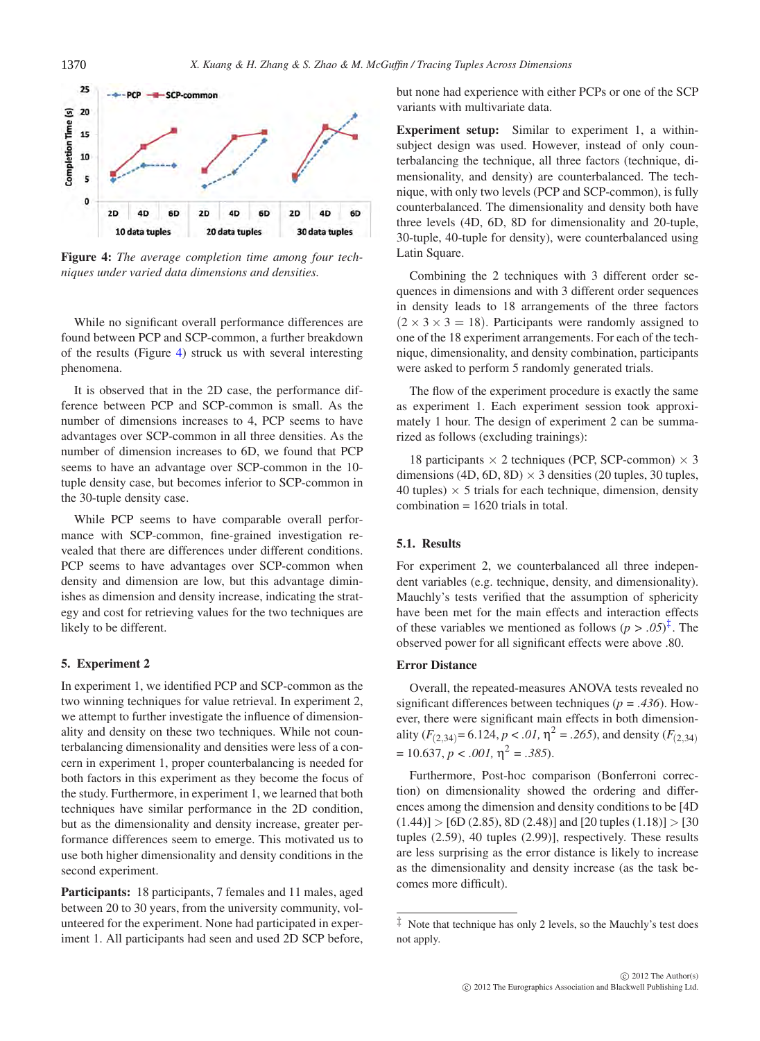Figure 4: *The average completion time among four techniques under varied data dimensions and densities.*

While no significant overall performance differences are found between PCP and SCP-common, a further breakdown of the results (Figure 4) struck us with several interesting phenomena.

It is observed that in the 2D case, the performance difference between PCP and SCP-common is small. As the number of dimensions increases to 4, PCP seems to have advantages over SCP-common in all three densities. As the number of dimension increases to 6D, we found that PCP seems to have an advantage over SCP-common in the 10-tuple density case, but becomes inferior to SCP-common in the 30-tuple density case.

While PCP seems to have comparable overall performance with SCP-common, fine-grained investigation revealed that there are differences under different conditions. PCP seems to have advantages over SCP-common when density and dimension are low, but this advantage diminishes as dimension and density increase, indicating the strategy and cost for retrieving values for the two techniques are likely to be different.

## 5. Experiment 2

In experiment 1, we identified PCP and SCP-common as the two winning techniques for value retrieval. In experiment 2, we attempt to further investigate the influence of dimensionality and density on these two techniques. While not counterbalancing dimensionality and densities were less of a concern in experiment 1, proper counterbalancing is needed for both factors in this experiment as they become the focus of the study. Furthermore, in experiment 1, we learned that both techniques have similar performance in the 2D condition, but as the dimensionality and density increase, greater performance differences seem to emerge. This motivated us to use both higher dimensionality and density conditions in the second experiment.

**Participants:** 18 participants, 7 females and 11 males, aged between 20 to 30 years, from the university community, volunteered for the experiment. None had participated in experiment 1. All participants had seen and used 2D SCP before, but none had experience with either PCPs or one of the SCP variants with multivariate data.

**Experiment setup:** Similar to experiment 1, a within-subject design was used. However, instead of only counterbalancing the technique, all three factors (technique, dimensionality, and density) are counterbalanced. The technique, with only two levels (PCP and SCP-common), is fully counterbalanced. The dimensionality and density both have three levels (4D, 6D, 8D for dimensionality and 20-tuple, 30-tuple, 40-tuple for density), were counterbalanced using Latin Square.

Combining the 2 techniques with 3 different order sequences in dimensions and with 3 different order sequences in density leads to 18 arrangements of the three factors ($2 \times 3 \times 3 = 18$). Participants were randomly assigned to one of the 18 experiment arrangements. For each of the technique, dimensionality, and density combination, participants were asked to perform 5 randomly generated trials.

The flow of the experiment procedure is exactly the same as experiment 1. Each experiment session took approximately 1 hour. The design of experiment 2 can be summarized as follows (excluding trainings):

18 participants $\times$ 2 techniques (PCP, SCP-common) $\times$ 3 dimensions (4D, 6D, 8D) $\times$ 3 densities (20 tuples, 30 tuples, 40 tuples) $\times$ 5 trials for each technique, dimension, density combination = 1620 trials in total.

### 5.1. Results

For experiment 2, we counterbalanced all three independent variables (e.g. technique, density, and dimensionality). Mauchly's tests verified that the assumption of sphericity have been met for the main effects and interaction effects of these variables we mentioned as follows ($p > .05$)[‡]. The observed power for all significant effects were above .80.

**Error Distance**

Overall, the repeated-measures ANOVA tests revealed no significant differences between techniques ($p = .436$). However, there were significant main effects in both dimensionality ($F_{(2,34)} = 6.124$, $p < .01$, $\eta^2 = .265$), and density ($F_{(2,34)} = 10.637$, $p < .001$, $\eta^2 = .385$).

Furthermore, Post-hoc comparison (Bonferroni correction) on dimensionality showed the ordering and differences among the dimension and density conditions to be [4D (1.44)] > [6D (2.85), 8D (2.48)] and [20 tuples (1.18)] > [30 tuples (2.59), 40 tuples (2.99)], respectively. These results are less surprising as the error distance is likely to increase as the dimensionality and density increase (as the task becomes more difficult).

‡ Note that technique has only 2 levels, so the Mauchly's test does not apply.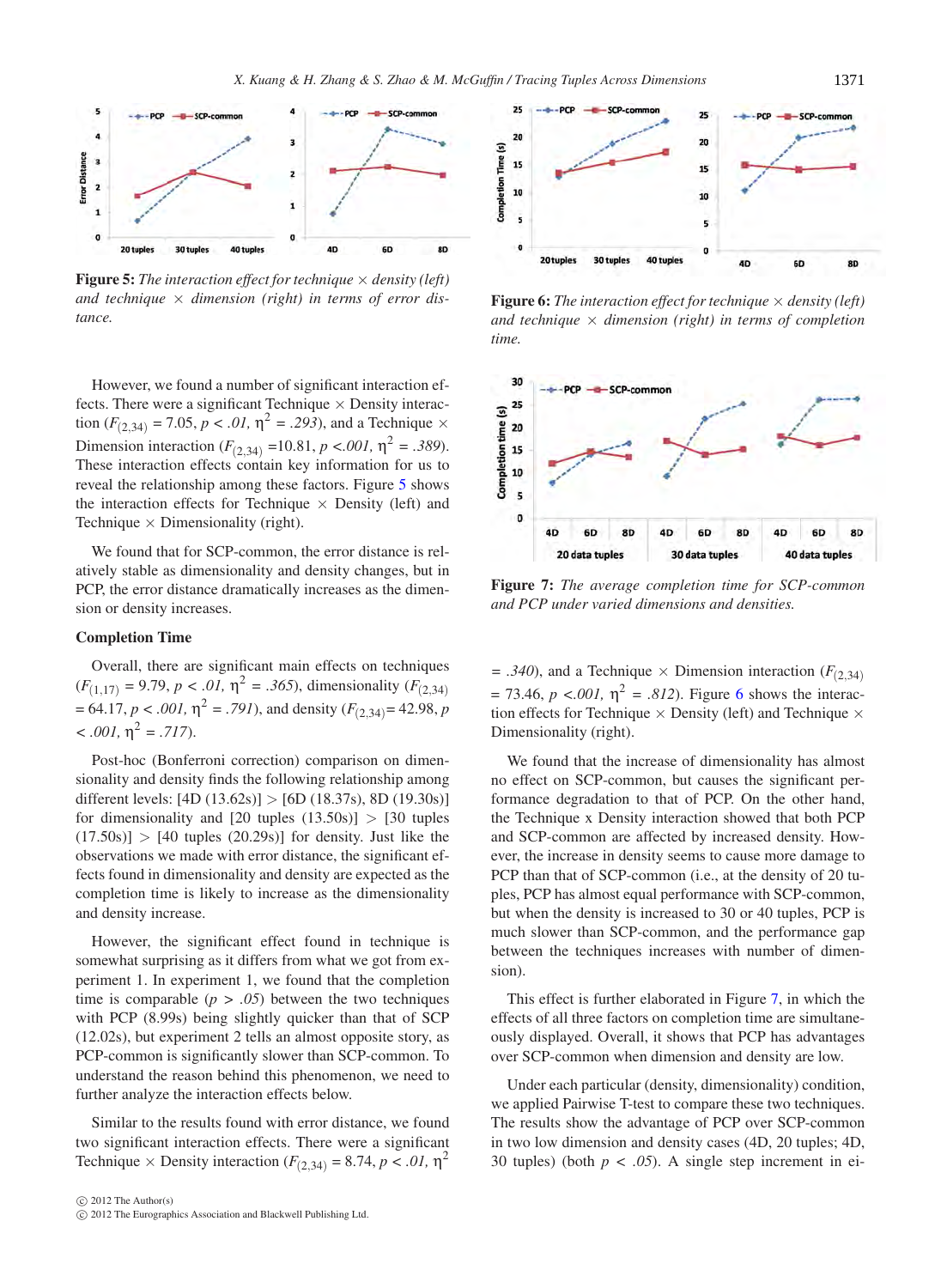**Figure 5:** *The interaction effect for technique × density (left) and technique × dimension (right) in terms of error distance.*

However, we found a number of significant interaction effects. There were a significant Technique × Density interaction ($F_{(2,34)}$ = 7.05, $p < .01$, $\eta^2$ = .293), and a Technique × Dimension interaction ($F_{(2,34)}$ =10.81, $p < .001$, $\eta^2$ = .389). These interaction effects contain key information for us to reveal the relationship among these factors. Figure 5 shows the interaction effects for Technique × Density (left) and Technique × Dimensionality (right).

We found that for SCP-common, the error distance is relatively stable as dimensionality and density changes, but in PCP, the error distance dramatically increases as the dimension or density increases.

### Completion Time

Overall, there are significant main effects on techniques ($F_{(1,17)}$ = 9.79, $p < .01$, $\eta^2$ = .365), dimensionality ($F_{(2,34)}$ = 64.17, $p < .001$, $\eta^2$ = .791), and density ($F_{(2,34)}$= 42.98, $p < .001$, $\eta^2$ = .717).

Post-hoc (Bonferroni correction) comparison on dimensionality and density finds the following relationship among different levels: [4D (13.62s)] > [6D (18.37s), 8D (19.30s)] for dimensionality and [20 tuples (13.50s)] > [30 tuples (17.50s)] > [40 tuples (20.29s)] for density. Just like the observations we made with error distance, the significant effects found in dimensionality and density are expected as the completion time is likely to increase as the dimensionality and density increase.

However, the significant effect found in technique is somewhat surprising as it differs from what we got from experiment 1. In experiment 1, we found that the completion time is comparable ($p > .05$) between the two techniques with PCP (8.99s) being slightly quicker than that of SCP (12.02s), but experiment 2 tells an almost opposite story, as PCP-common is significantly slower than SCP-common. To understand the reason behind this phenomenon, we need to further analyze the interaction effects below.

Similar to the results found with error distance, we found two significant interaction effects. There were a significant Technique × Density interaction ($F_{(2,34)}$ = 8.74, $p < .01$, $\eta^2$ = .340), and a Technique × Dimension interaction ($F_{(2,34)}$ = 73.46, $p < .001$, $\eta^2$ = .812). Figure 6 shows the interaction effects for Technique × Density (left) and Technique × Dimensionality (right).

**Figure 6:** *The interaction effect for technique × density (left) and technique × dimension (right) in terms of completion time.*

**Figure 7:** *The average completion time for SCP-common and PCP under varied dimensions and densities.*

We found that the increase of dimensionality has almost no effect on SCP-common, but causes the significant performance degradation to that of PCP. On the other hand, the Technique x Density interaction showed that both PCP and SCP-common are affected by increased density. However, the increase in density seems to cause more damage to PCP than that of SCP-common (i.e., at the density of 20 tuples, PCP has almost equal performance with SCP-common, but when the density is increased to 30 or 40 tuples, PCP is much slower than SCP-common, and the performance gap between the techniques increases with number of dimension).

This effect is further elaborated in Figure 7, in which the effects of all three factors on completion time are simultaneously displayed. Overall, it shows that PCP has advantages over SCP-common when dimension and density are low.

Under each particular (density, dimensionality) condition, we applied Pairwise T-test to compare these two techniques. The results show the advantage of PCP over SCP-common in two low dimension and density cases (4D, 20 tuples; 4D, 30 tuples) (both $p < .05$). A single step increment in ei-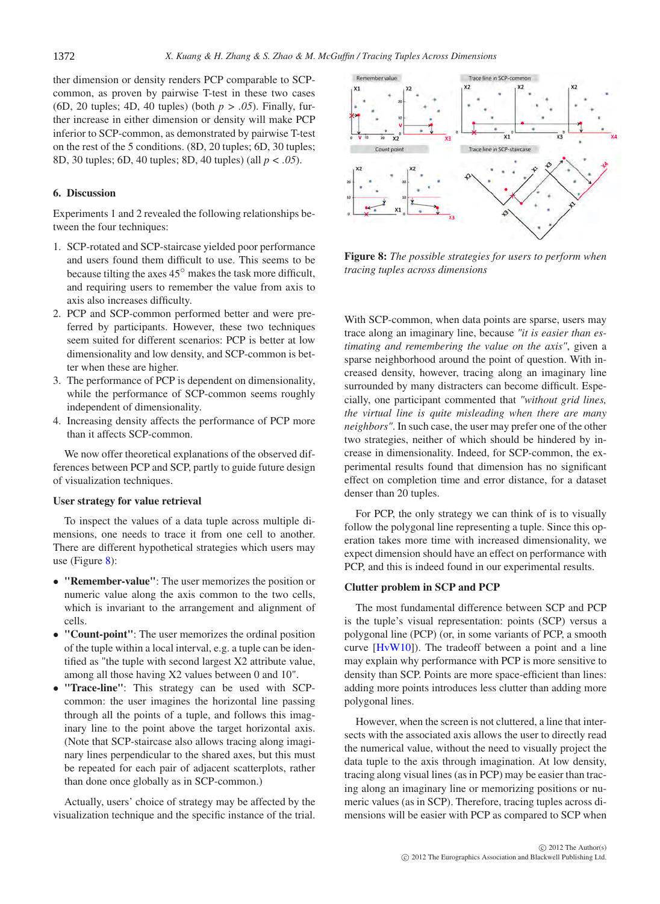ther dimension or density renders PCP comparable to SCP-common, as proven by pairwise T-test in these two cases (6D, 20 tuples; 4D, 40 tuples) (both $p > .05$). Finally, further increase in either dimension or density will make PCP inferior to SCP-common, as demonstrated by pairwise T-test on the rest of the 5 conditions. (8D, 20 tuples; 6D, 30 tuples; 8D, 30 tuples; 6D, 40 tuples; 8D, 40 tuples) (all $p < .05$).

## 6. Discussion

Experiments 1 and 2 revealed the following relationships between the four techniques:

1. SCP-rotated and SCP-staircase yielded poor performance and users found them difficult to use. This seems to be because tilting the axes 45° makes the task more difficult, and requiring users to remember the value from axis to axis also increases difficulty.
2. PCP and SCP-common performed better and were preferred by participants. However, these two techniques seem suited for different scenarios: PCP is better at low dimensionality and low density, and SCP-common is better when these are higher.
3. The performance of PCP is dependent on dimensionality, while the performance of SCP-common seems roughly independent of dimensionality.
4. Increasing density affects the performance of PCP more than it affects SCP-common.

We now offer theoretical explanations of the observed differences between PCP and SCP, partly to guide future design of visualization techniques.

### User strategy for value retrieval

To inspect the values of a data tuple across multiple dimensions, one needs to trace it from one cell to another. There are different hypothetical strategies which users may use (Figure 8):

- **"Remember-value"**: The user memorizes the position or numeric value along the axis common to the two cells, which is invariant to the arrangement and alignment of cells.
- **"Count-point"**: The user memorizes the ordinal position of the tuple within a local interval, e.g. a tuple can be identified as "the tuple with second largest X2 attribute value, among all those having X2 values between 0 and 10".
- **"Trace-line"**: This strategy can be used with SCP-common: the user imagines the horizontal line passing through all the points of a tuple, and follows this imaginary line to the point above the target horizontal axis. (Note that SCP-staircase also allows tracing along imaginary lines perpendicular to the shared axes, but this must be repeated for each pair of adjacent scatterplots, rather than done once globally as in SCP-common.)

Actually, users' choice of strategy may be affected by the visualization technique and the specific instance of the trial.

Remember value
Trace line in SCP-common
Count point
Trace line in SCP-staircase

**Figure 8:** *The possible strategies for users to perform when tracing tuples across dimensions*

With SCP-common, when data points are sparse, users may trace along an imaginary line, because *"it is easier than estimating and remembering the value on the axis"*, given a sparse neighborhood around the point of question. With increased density, however, tracing along an imaginary line surrounded by many distracters can become difficult. Especially, one participant commented that *"without grid lines, the virtual line is quite misleading when there are many neighbors"*. In such case, the user may prefer one of the other two strategies, neither of which should be hindered by increase in dimensionality. Indeed, for SCP-common, the experimental results found that dimension has no significant effect on completion time and error distance, for a dataset denser than 20 tuples.

For PCP, the only strategy we can think of is to visually follow the polygonal line representing a tuple. Since this operation takes more time with increased dimensionality, we expect dimension should have an effect on performance with PCP, and this is indeed found in our experimental results.

### Clutter problem in SCP and PCP

The most fundamental difference between SCP and PCP is the tuple's visual representation: points (SCP) versus a polygonal line (PCP) (or, in some variants of PCP, a smooth curve [HvW10]). The tradeoff between a point and a line may explain why performance with PCP is more sensitive to density than SCP. Points are more space-efficient than lines: adding more points introduces less clutter than adding more polygonal lines.

However, when the screen is not cluttered, a line that intersects with the associated axis allows the user to directly read the numerical value, without the need to visually project the data tuple to the axis through imagination. At low density, tracing along visual lines (as in PCP) may be easier than tracing along an imaginary line or memorizing positions or numeric values (as in SCP). Therefore, tracing tuples across dimensions will be easier with PCP as compared to SCP when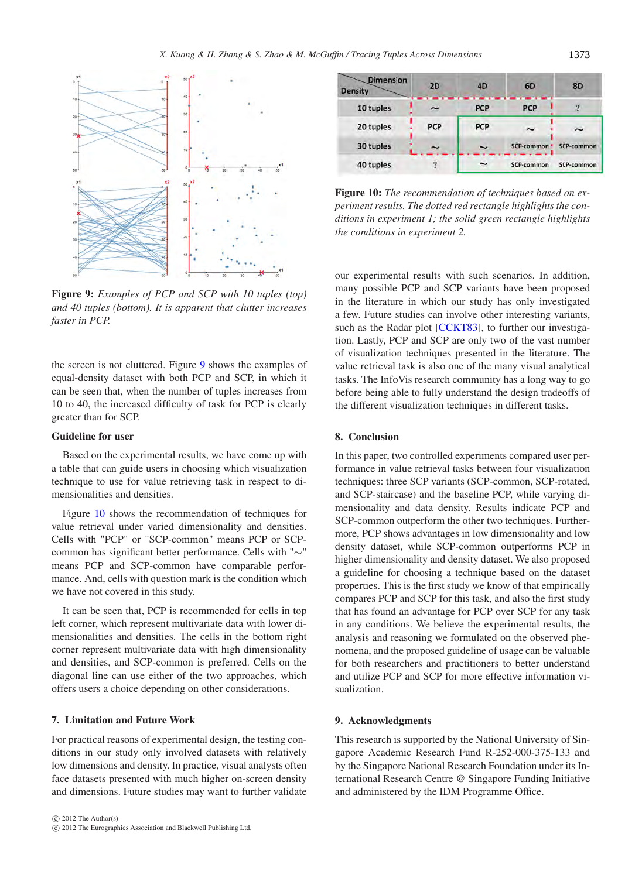**Figure 9:** *Examples of PCP and SCP with 10 tuples (top) and 40 tuples (bottom). It is apparent that clutter increases faster in PCP.*

the screen is not cluttered. Figure 9 shows the examples of equal-density dataset with both PCP and SCP, in which it can be seen that, when the number of tuples increases from 10 to 40, the increased difficulty of task for PCP is clearly greater than for SCP.

**Guideline for user**

Based on the experimental results, we have come up with a table that can guide users in choosing which visualization technique to use for value retrieving task in respect to dimensionalities and densities.

Figure 10 shows the recommendation of techniques for value retrieval under varied dimensionality and densities. Cells with "PCP" or "SCP-common" means PCP or SCP-common has significant better performance. Cells with "∼" means PCP and SCP-common have comparable performance. And, cells with question mark is the condition which we have not covered in this study.

It can be seen that, PCP is recommended for cells in top left corner, which represent multivariate data with lower dimensionalities and densities. The cells in the bottom right corner represent multivariate data with high dimensionality and densities, and SCP-common is preferred. Cells on the diagonal line can use either of the two approaches, which offers users a choice depending on other considerations.

| Density \ Dimension | 2D | 4D | 6D | 8D |
|---|---|---|---|---|
| 10 tuples | ∼ | PCP | PCP | ? |
| 20 tuples | PCP | PCP | ∼ | ∼ |
| 30 tuples | ∼ | ∼ | SCP-common | SCP-common |
| 40 tuples | ? | ∼ | SCP-common | SCP-common |

**Figure 10:** *The recommendation of techniques based on experiment results. The dotted red rectangle highlights the conditions in experiment 1; the solid green rectangle highlights the conditions in experiment 2.*

## 7. Limitation and Future Work

For practical reasons of experimental design, the testing conditions in our study only involved datasets with relatively low dimensions and density. In practice, visual analysts often face datasets presented with much higher on-screen density and dimensions. Future studies may want to further validate our experimental results with such scenarios. In addition, many possible PCP and SCP variants have been proposed in the literature in which our study has only investigated a few. Future studies can involve other interesting variants, such as the Radar plot [CCKT83], to further our investigation. Lastly, PCP and SCP are only two of the vast number of visualization techniques presented in the literature. The value retrieval task is also one of the many visual analytical tasks. The InfoVis research community has a long way to go before being able to fully understand the design tradeoffs of the different visualization techniques in different tasks.

## 8. Conclusion

In this paper, two controlled experiments compared user performance in value retrieval tasks between four visualization techniques: three SCP variants (SCP-common, SCP-rotated, and SCP-staircase) and the baseline PCP, while varying dimensionality and data density. Results indicate PCP and SCP-common outperform the other two techniques. Furthermore, PCP shows advantages in low dimensionality and low density dataset, while SCP-common outperforms PCP in higher dimensionality and density dataset. We also proposed a guideline for choosing a technique based on the dataset properties. This is the first study we know of that empirically compares PCP and SCP for this task, and also the first study that has found an advantage for PCP over SCP for any task in any conditions. We believe the experimental results, the analysis and reasoning we formulated on the observed phenomena, and the proposed guideline of usage can be valuable for both researchers and practitioners to better understand and utilize PCP and SCP for more effective information visualization.

## 9. Acknowledgments

This research is supported by the National University of Singapore Academic Research Fund R-252-000-375-133 and by the Singapore National Research Foundation under its International Research Centre @ Singapore Funding Initiative and administered by the IDM Programme Office.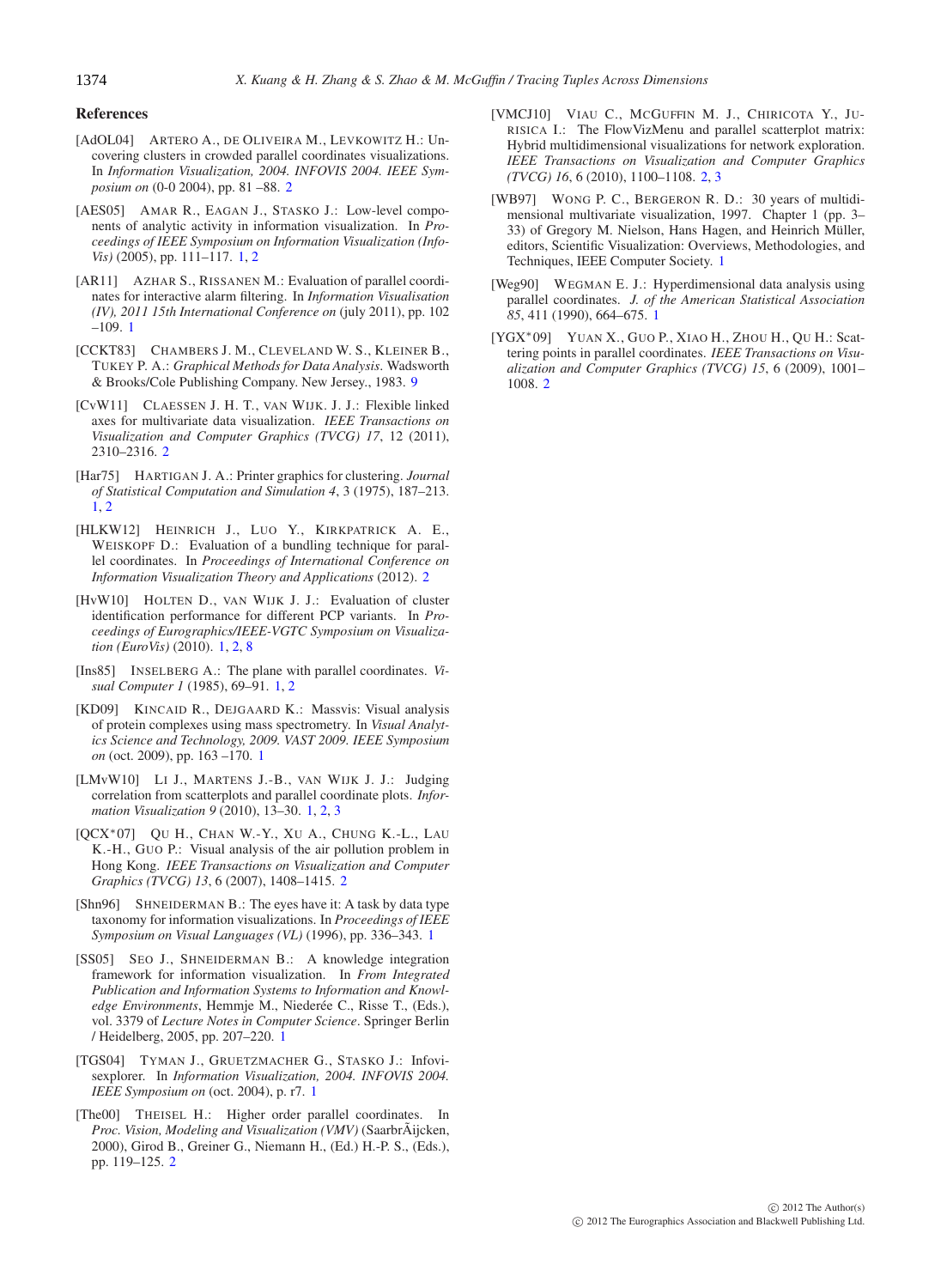## References

[AdOL04] ARTERO A., DE OLIVEIRA M., LEVKOWITZ H.: Uncovering clusters in crowded parallel coordinates visualizations. In *Information Visualization, 2004. INFOVIS 2004. IEEE Symposium on* (0-0 2004), pp. 81 –88. 2

[AES05] AMAR R., EAGAN J., STASKO J.: Low-level components of analytic activity in information visualization. In *Proceedings of IEEE Symposium on Information Visualization (InfoVis)* (2005), pp. 111–117. 1, 2

[AR11] AZHAR S., RISSANEN M.: Evaluation of parallel coordinates for interactive alarm filtering. In *Information Visualisation (IV), 2011 15th International Conference on* (july 2011), pp. 102 –109. 1

[CCKT83] CHAMBERS J. M., CLEVELAND W. S., KLEINER B., TUKEY P. A.: *Graphical Methods for Data Analysis*. Wadsworth & Brooks/Cole Publishing Company. New Jersey., 1983. 9

[CvW11] CLAESSEN J. H. T., VAN WIJK. J. J.: Flexible linked axes for multivariate data visualization. *IEEE Transactions on Visualization and Computer Graphics (TVCG) 17*, 12 (2011), 2310–2316. 2

[Har75] HARTIGAN J. A.: Printer graphics for clustering. *Journal of Statistical Computation and Simulation 4*, 3 (1975), 187–213. 1, 2

[HLKW12] HEINRICH J., LUO Y., KIRKPATRICK A. E., WEISKOPF D.: Evaluation of a bundling technique for parallel coordinates. In *Proceedings of International Conference on Information Visualization Theory and Applications* (2012). 2

[HvW10] HOLTEN D., VAN WIJK J. J.: Evaluation of cluster identification performance for different PCP variants. In *Proceedings of Eurographics/IEEE-VGTC Symposium on Visualization (EuroVis)* (2010). 1, 2, 8

[Ins85] INSELBERG A.: The plane with parallel coordinates. *Visual Computer 1* (1985), 69–91. 1, 2

[KD09] KINCAID R., DEJGAARD K.: Massvis: Visual analysis of protein complexes using mass spectrometry. In *Visual Analytics Science and Technology, 2009. VAST 2009. IEEE Symposium on* (oct. 2009), pp. 163 –170. 1

[LMvW10] LI J., MARTENS J.-B., VAN WIJK J. J.: Judging correlation from scatterplots and parallel coordinate plots. *Information Visualization 9* (2010), 13–30. 1, 2, 3

[QCX*07] QU H., CHAN W.-Y., XU A., CHUNG K.-L., LAU K.-H., GUO P.: Visual analysis of the air pollution problem in Hong Kong. *IEEE Transactions on Visualization and Computer Graphics (TVCG) 13*, 6 (2007), 1408–1415. 2

[Shn96] SHNEIDERMAN B.: The eyes have it: A task by data type taxonomy for information visualizations. In *Proceedings of IEEE Symposium on Visual Languages (VL)* (1996), pp. 336–343. 1

[SS05] SEO J., SHNEIDERMAN B.: A knowledge integration framework for information visualization. In *From Integrated Publication and Information Systems to Information and Knowledge Environments*, Hemmje M., Niederée C., Risse T., (Eds.), vol. 3379 of *Lecture Notes in Computer Science*. Springer Berlin / Heidelberg, 2005, pp. 207–220. 1

[TGS04] TYMAN J., GRUETZMACHER G., STASKO J.: Infovisexplorer. In *Information Visualization, 2004. INFOVIS 2004. IEEE Symposium on* (oct. 2004), p. r7. 1

[The00] THEISEL H.: Higher order parallel coordinates. In *Proc. Vision, Modeling and Visualization (VMV)* (SaarbrÃijcken, 2000), Girod B., Greiner G., Niemann H., (Ed.) H.-P. S., (Eds.), pp. 119–125. 2

[VMCJ10] VIAU C., MCGUFFIN M. J., CHIRICOTA Y., JURISICA I.: The FlowVizMenu and parallel scatterplot matrix: Hybrid multidimensional visualizations for network exploration. *IEEE Transactions on Visualization and Computer Graphics (TVCG) 16*, 6 (2010), 1100–1108. 2, 3

[WB97] WONG P. C., BERGERON R. D.: 30 years of multidimensional multivariate visualization, 1997. Chapter 1 (pp. 3–33) of Gregory M. Nielson, Hans Hagen, and Heinrich Müller, editors, Scientific Visualization: Overviews, Methodologies, and Techniques, IEEE Computer Society. 1

[Weg90] WEGMAN E. J.: Hyperdimensional data analysis using parallel coordinates. *J. of the American Statistical Association 85*, 411 (1990), 664–675. 1

[YGX*09] YUAN X., GUO P., XIAO H., ZHOU H., QU H.: Scattering points in parallel coordinates. *IEEE Transactions on Visualization and Computer Graphics (TVCG) 15*, 6 (2009), 1001–1008. 2